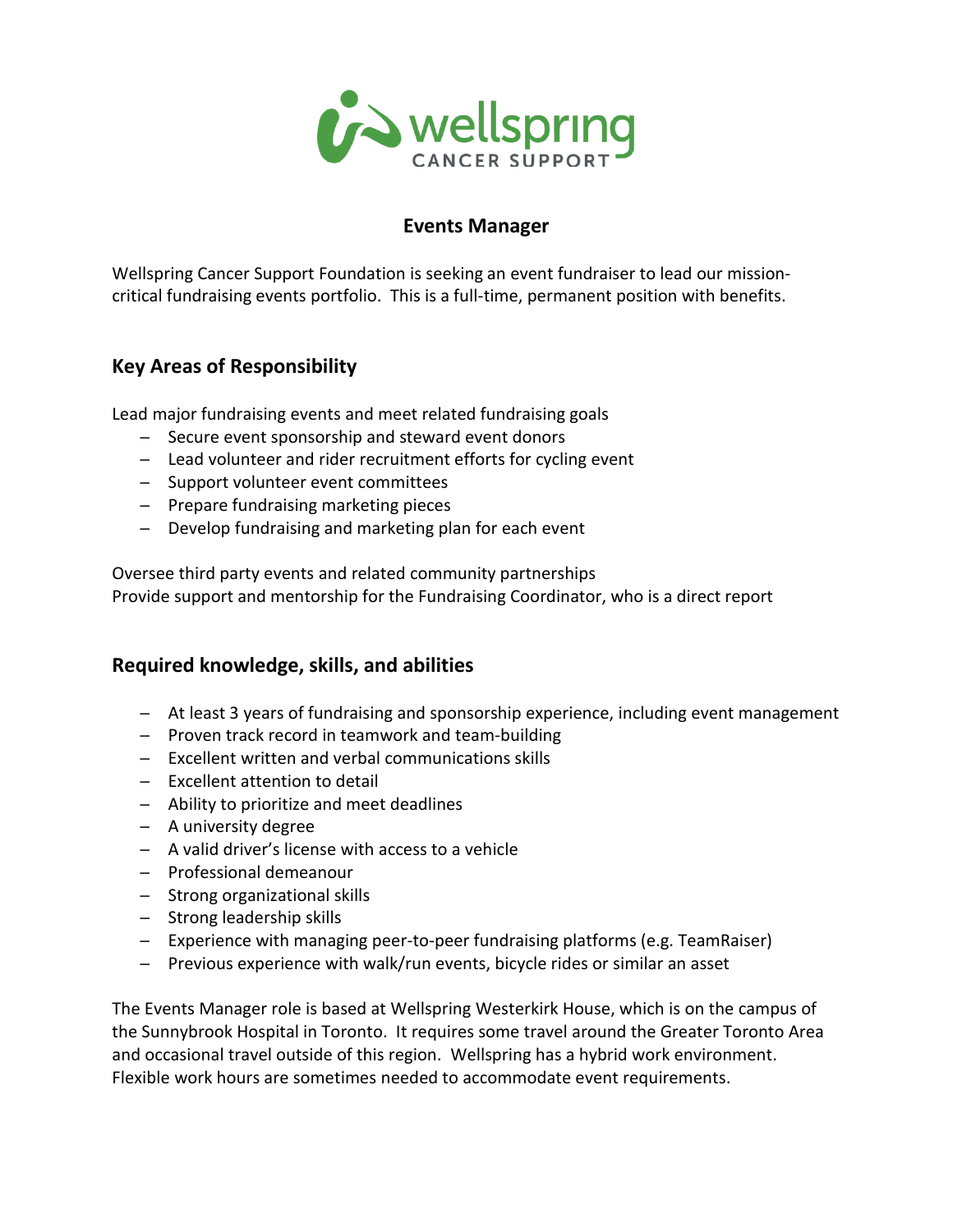wellspring CANCER SUPPORT

# Events Manager

Wellspring Cancer Support Foundation is seeking an event fundraiser to lead our mission-critical fundraising events portfolio. This is a full-time, permanent position with benefits.

## Key Areas of Responsibility

Lead major fundraising events and meet related fundraising goals

- Secure event sponsorship and steward event donors
- Lead volunteer and rider recruitment efforts for cycling event
- Support volunteer event committees
- Prepare fundraising marketing pieces
- Develop fundraising and marketing plan for each event

Oversee third party events and related community partnerships
Provide support and mentorship for the Fundraising Coordinator, who is a direct report

## Required knowledge, skills, and abilities

- At least 3 years of fundraising and sponsorship experience, including event management
- Proven track record in teamwork and team-building
- Excellent written and verbal communications skills
- Excellent attention to detail
- Ability to prioritize and meet deadlines
- A university degree
- A valid driver's license with access to a vehicle
- Professional demeanour
- Strong organizational skills
- Strong leadership skills
- Experience with managing peer-to-peer fundraising platforms (e.g. TeamRaiser)
- Previous experience with walk/run events, bicycle rides or similar an asset

The Events Manager role is based at Wellspring Westerkirk House, which is on the campus of the Sunnybrook Hospital in Toronto. It requires some travel around the Greater Toronto Area and occasional travel outside of this region. Wellspring has a hybrid work environment. Flexible work hours are sometimes needed to accommodate event requirements.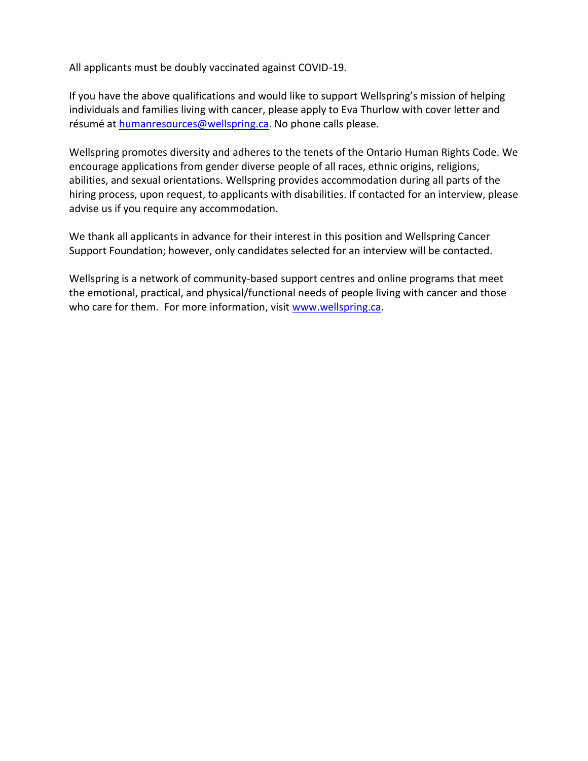All applicants must be doubly vaccinated against COVID-19.

If you have the above qualifications and would like to support Wellspring's mission of helping individuals and families living with cancer, please apply to Eva Thurlow with cover letter and résumé at humanresources@wellspring.ca. No phone calls please.

Wellspring promotes diversity and adheres to the tenets of the Ontario Human Rights Code. We encourage applications from gender diverse people of all races, ethnic origins, religions, abilities, and sexual orientations. Wellspring provides accommodation during all parts of the hiring process, upon request, to applicants with disabilities. If contacted for an interview, please advise us if you require any accommodation.

We thank all applicants in advance for their interest in this position and Wellspring Cancer Support Foundation; however, only candidates selected for an interview will be contacted.

Wellspring is a network of community-based support centres and online programs that meet the emotional, practical, and physical/functional needs of people living with cancer and those who care for them. For more information, visit www.wellspring.ca.